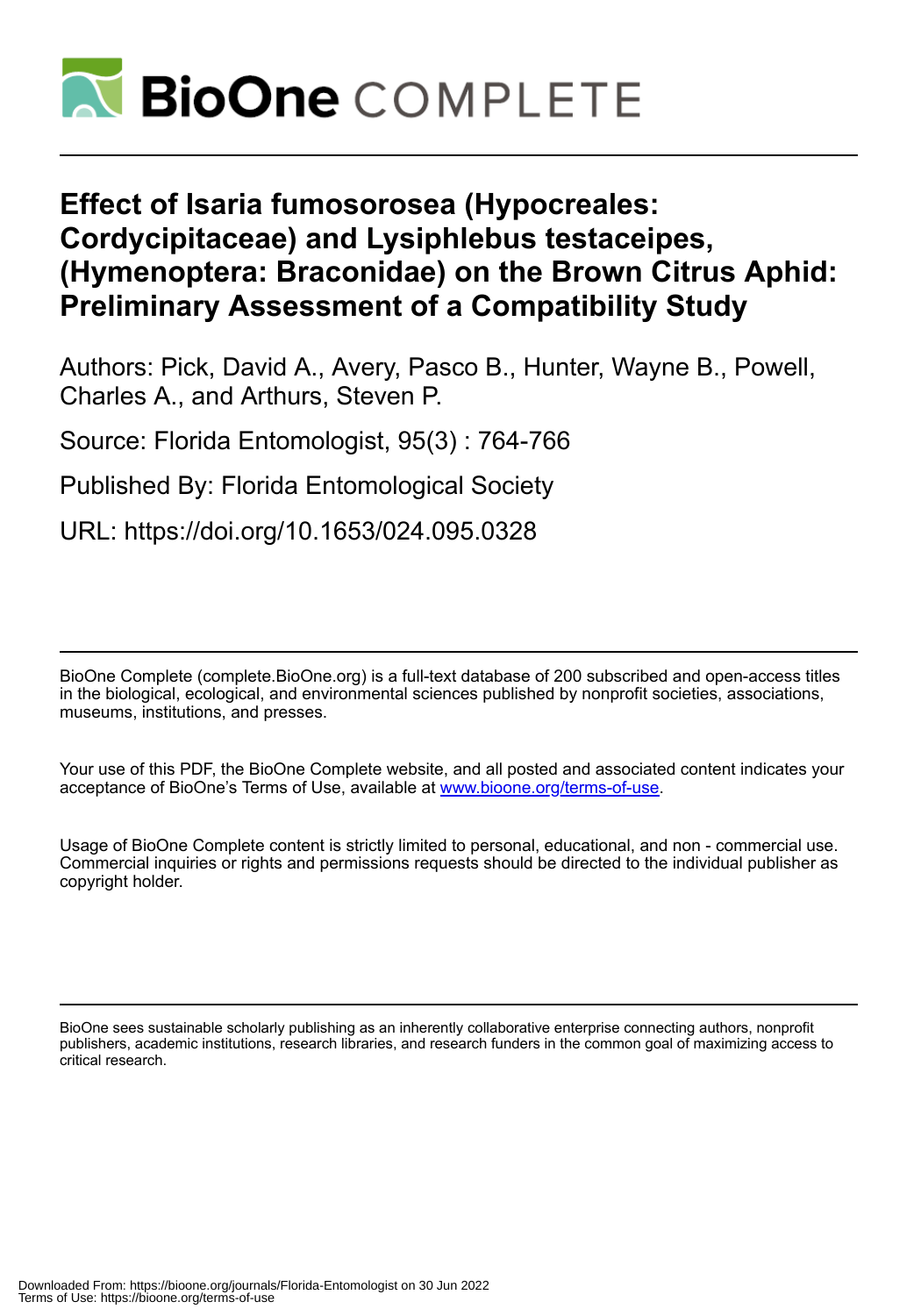# Effect of Isaria fumosorosea (Hypocreales: Cordycipitaceae) and Lysiphlebus testaceipes, (Hymenoptera: Braconidae) on the Brown Citrus Aphid: Preliminary Assessment of a Compatibility Study

Authors: Pick, David A., Avery, Pasco B., Hunter, Wayne B., Powell, Charles A., and Arthurs, Steven P.

Source: Florida Entomologist, 95(3) : 764-766

Published By: Florida Entomological Society

URL: https://doi.org/10.1653/024.095.0328

BioOne Complete (complete.BioOne.org) is a full-text database of 200 subscribed and open-access titles in the biological, ecological, and environmental sciences published by nonprofit societies, associations, museums, institutions, and presses.

Your use of this PDF, the BioOne Complete website, and all posted and associated content indicates your acceptance of BioOne's Terms of Use, available at www.bioone.org/terms-of-use.

Usage of BioOne Complete content is strictly limited to personal, educational, and non - commercial use. Commercial inquiries or rights and permissions requests should be directed to the individual publisher as copyright holder.

BioOne sees sustainable scholarly publishing as an inherently collaborative enterprise connecting authors, nonprofit publishers, academic institutions, research libraries, and research funders in the common goal of maximizing access to critical research.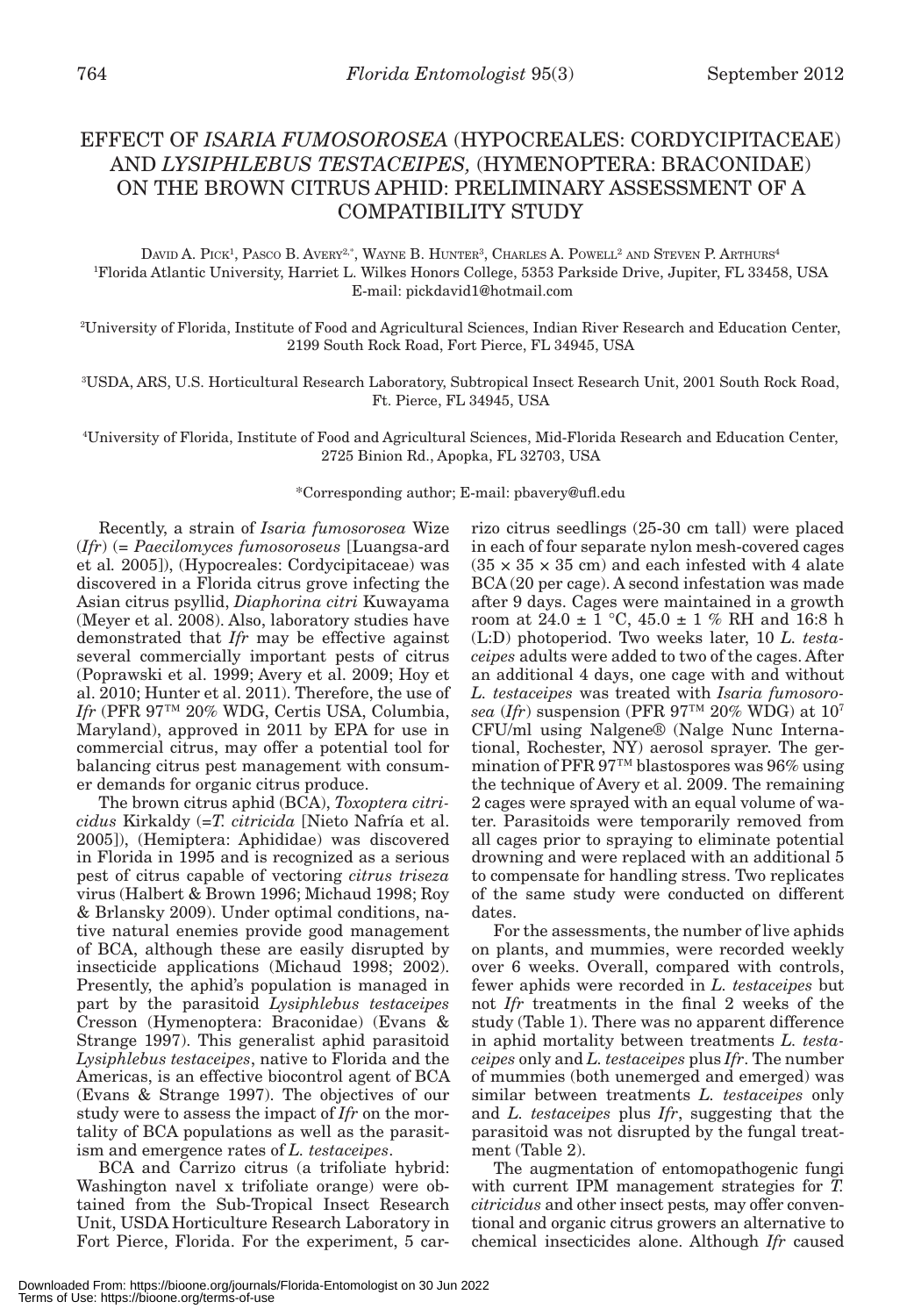# EFFECT OF *ISARIA FUMOSOROSEA* (HYPOCREALES: CORDYCIPITACEAE) AND *LYSIPHLEBUS TESTACEIPES*, (HYMENOPTERA: BRACONIDAE) ON THE BROWN CITRUS APHID: PRELIMINARY ASSESSMENT OF A COMPATIBILITY STUDY

DAVID A. PICK[1], PASCO B. AVERY[2,*], WAYNE B. HUNTER[3], CHARLES A. POWELL[2] AND STEVEN P. ARTHURS[4]

[1]Florida Atlantic University, Harriet L. Wilkes Honors College, 5353 Parkside Drive, Jupiter, FL 33458, USA
E-mail: pickdavid1@hotmail.com

[2]University of Florida, Institute of Food and Agricultural Sciences, Indian River Research and Education Center, 2199 South Rock Road, Fort Pierce, FL 34945, USA

[3]USDA, ARS, U.S. Horticultural Research Laboratory, Subtropical Insect Research Unit, 2001 South Rock Road, Ft. Pierce, FL 34945, USA

[4]University of Florida, Institute of Food and Agricultural Sciences, Mid-Florida Research and Education Center, 2725 Binion Rd., Apopka, FL 32703, USA

*Corresponding author; E-mail: pbavery@ufl.edu

Recently, a strain of *Isaria fumosorosea* Wize (*Ifr*) (= *Paecilomyces fumosoroseus* [Luangsa-ard et al. 2005]), (Hypocreales: Cordycipitaceae) was discovered in a Florida citrus grove infecting the Asian citrus psyllid, *Diaphorina citri* Kuwayama (Meyer et al. 2008). Also, laboratory studies have demonstrated that *Ifr* may be effective against several commercially important pests of citrus (Poprawski et al. 1999; Avery et al. 2009; Hoy et al. 2010; Hunter et al. 2011). Therefore, the use of *Ifr* (PFR 97™ 20% WDG, Certis USA, Columbia, Maryland), approved in 2011 by EPA for use in commercial citrus, may offer a potential tool for balancing citrus pest management with consumer demands for organic citrus produce.

The brown citrus aphid (BCA), *Toxoptera citricidus* Kirkaldy (=*T. citricida* [Nieto Nafría et al. 2005]), (Hemiptera: Aphididae) was discovered in Florida in 1995 and is recognized as a serious pest of citrus capable of vectoring *citrus triseza* virus (Halbert & Brown 1996; Michaud 1998; Roy & Brlansky 2009). Under optimal conditions, native natural enemies provide good management of BCA, although these are easily disrupted by insecticide applications (Michaud 1998; 2002). Presently, the aphid's population is managed in part by the parasitoid *Lysiphlebus testaceipes* Cresson (Hymenoptera: Braconidae) (Evans & Strange 1997). This generalist aphid parasitoid *Lysiphlebus testaceipes*, native to Florida and the Americas, is an effective biocontrol agent of BCA (Evans & Strange 1997). The objectives of our study were to assess the impact of *Ifr* on the mortality of BCA populations as well as the parasitism and emergence rates of *L. testaceipes*.

BCA and Carrizo citrus (a trifoliate hybrid: Washington navel x trifoliate orange) were obtained from the Sub-Tropical Insect Research Unit, USDA Horticulture Research Laboratory in Fort Pierce, Florida. For the experiment, 5 carrizo citrus seedlings (25-30 cm tall) were placed in each of four separate nylon mesh-covered cages (35 × 35 × 35 cm) and each infested with 4 alate BCA (20 per cage). A second infestation was made after 9 days. Cages were maintained in a growth room at 24.0 ± 1 °C, 45.0 ± 1 % RH and 16:8 h (L:D) photoperiod. Two weeks later, 10 *L. testaceipes* adults were added to two of the cages. After an additional 4 days, one cage with and without *L. testaceipes* was treated with *Isaria fumosorosea* (*Ifr*) suspension (PFR 97™ 20% WDG) at $10^7$ CFU/ml using Nalgene® (Nalge Nunc International, Rochester, NY) aerosol sprayer. The germination of PFR 97™ blastospores was 96% using the technique of Avery et al. 2009. The remaining 2 cages were sprayed with an equal volume of water. Parasitoids were temporarily removed from all cages prior to spraying to eliminate potential drowning and were replaced with an additional 5 to compensate for handling stress. Two replicates of the same study were conducted on different dates.

For the assessments, the number of live aphids on plants, and mummies, were recorded weekly over 6 weeks. Overall, compared with controls, fewer aphids were recorded in *L. testaceipes* but not *Ifr* treatments in the final 2 weeks of the study (Table 1). There was no apparent difference in aphid mortality between treatments *L. testaceipes* only and *L. testaceipes* plus *Ifr*. The number of mummies (both unemerged and emerged) was similar between treatments *L. testaceipes* only and *L. testaceipes* plus *Ifr*, suggesting that the parasitoid was not disrupted by the fungal treatment (Table 2).

The augmentation of entomopathogenic fungi with current IPM management strategies for *T. citricidus* and other insect pests, may offer conventional and organic citrus growers an alternative to chemical insecticides alone. Although *Ifr* caused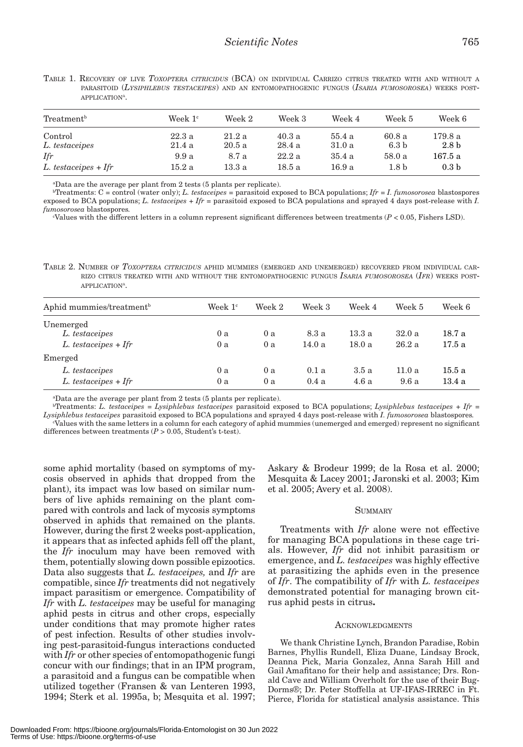TABLE 1. RECOVERY OF LIVE *TOXOPTERA CITRICIDUS* (BCA) ON INDIVIDUAL CARRIZO CITRUS TREATED WITH AND WITHOUT A PARASITOID (*LYSIPHLEBUS TESTACEIPES*) AND AN ENTOMOPATHOGENIC FUNGUS (*ISARIA FUMOSOROSEA*) WEEKS POST-APPLICATION[a].

| Treatment[b] | Week 1[c] | Week 2 | Week 3 | Week 4 | Week 5 | Week 6 |
|---|---|---|---|---|---|---|
| Control | 22.3 a | 21.2 a | 40.3 a | 55.4 a | 60.8 a | 179.8 a |
| *L. testaceipes* | 21.4 a | 20.5 a | 28.4 a | 31.0 a | 6.3 b | 2.8 b |
| *Ifr* | 9.9 a | 8.7 a | 22.2 a | 35.4 a | 58.0 a | 167.5 a |
| *L. testaceipes + Ifr* | 15.2 a | 13.3 a | 18.5 a | 16.9 a | 1.8 b | 0.3 b |

[a]Data are the average per plant from 2 tests (5 plants per replicate).
[b]Treatments: C = control (water only); *L. testaceipes* = parasitoid exposed to BCA populations; *Ifr* = *I. fumosorosea* blastospores exposed to BCA populations; *L. testaceipes + Ifr* = parasitoid exposed to BCA populations and sprayed 4 days post-release with *I. fumosorosea* blastospores.
[c]Values with the different letters in a column represent significant differences between treatments ($P < 0.05$, Fishers LSD).

TABLE 2. NUMBER OF *TOXOPTERA CITRICIDUS* APHID MUMMIES (EMERGED AND UNEMERGED) RECOVERED FROM INDIVIDUAL CARRIZO CITRUS TREATED WITH AND WITHOUT THE ENTOMOPATHOGENIC FUNGUS *ISARIA FUMOSOROSEA* (*IFR*) WEEKS POST-APPLICATION[a].

| Aphid mummies/treatment[b] | Week 1[c] | Week 2 | Week 3 | Week 4 | Week 5 | Week 6 |
|---|---|---|---|---|---|---|
| Unemerged | | | | | | |
| *L. testaceipes* | 0 a | 0 a | 8.3 a | 13.3 a | 32.0 a | 18.7 a |
| *L. testaceipes + Ifr* | 0 a | 0 a | 14.0 a | 18.0 a | 26.2 a | 17.5 a |
| Emerged | | | | | | |
| *L. testaceipes* | 0 a | 0 a | 0.1 a | 3.5 a | 11.0 a | 15.5 a |
| *L. testaceipes + Ifr* | 0 a | 0 a | 0.4 a | 4.6 a | 9.6 a | 13.4 a |

[a]Data are the average per plant from 2 tests (5 plants per replicate).
[b]Treatments: *L. testaceipes* = *Lysiphlebus testaceipes* parasitoid exposed to BCA populations; *Lysiphlebus testaceipes + Ifr* = *Lysiphlebus testaceipes* parasitoid exposed to BCA populations and sprayed 4 days post-release with *I. fumosorosea* blastospores.
[c]Values with the same letters in a column for each category of aphid mummies (unemerged and emerged) represent no significant differences between treatments ($P > 0.05$, Student's t-test).

some aphid mortality (based on symptoms of mycosis observed in aphids that dropped from the plant), its impact was low based on similar numbers of live aphids remaining on the plant compared with controls and lack of mycosis symptoms observed in aphids that remained on the plants. However, during the first 2 weeks post-application, it appears that as infected aphids fell off the plant, the *Ifr* inoculum may have been removed with them, potentially slowing down possible epizootics. Data also suggests that *L. testaceipes,* and *Ifr* are compatible, since *Ifr* treatments did not negatively impact parasitism or emergence. Compatibility of *Ifr* with *L. testaceipes* may be useful for managing aphid pests in citrus and other crops, especially under conditions that may promote higher rates of pest infection. Results of other studies involving pest-parasitoid-fungus interactions conducted with *Ifr* or other species of entomopathogenic fungi concur with our findings; that in an IPM program, a parasitoid and a fungus can be compatible when utilized together (Fransen & van Lenteren 1993, 1994; Sterk et al. 1995a, b; Mesquita et al. 1997; Askary & Brodeur 1999; de la Rosa et al. 2000; Mesquita & Lacey 2001; Jaronski et al. 2003; Kim et al. 2005; Avery et al. 2008).

## SUMMARY

Treatments with *Ifr* alone were not effective for managing BCA populations in these cage trials. However, *Ifr* did not inhibit parasitism or emergence, and *L. testaceipes* was highly effective at parasitizing the aphids even in the presence of *Ifr*. The compatibility of *Ifr* with *L. testaceipes* demonstrated potential for managing brown citrus aphid pests in citrus.

## ACKNOWLEDGMENTS

We thank Christine Lynch, Brandon Paradise, Robin Barnes, Phyllis Rundell, Eliza Duane, Lindsay Brock, Deanna Pick, Maria Gonzalez, Anna Sarah Hill and Gail Amafitano for their help and assistance; Drs. Ronald Cave and William Overholt for the use of their Bug-Dorms®; Dr. Peter Stoffella at UF-IFAS-IRREC in Ft. Pierce, Florida for statistical analysis assistance. This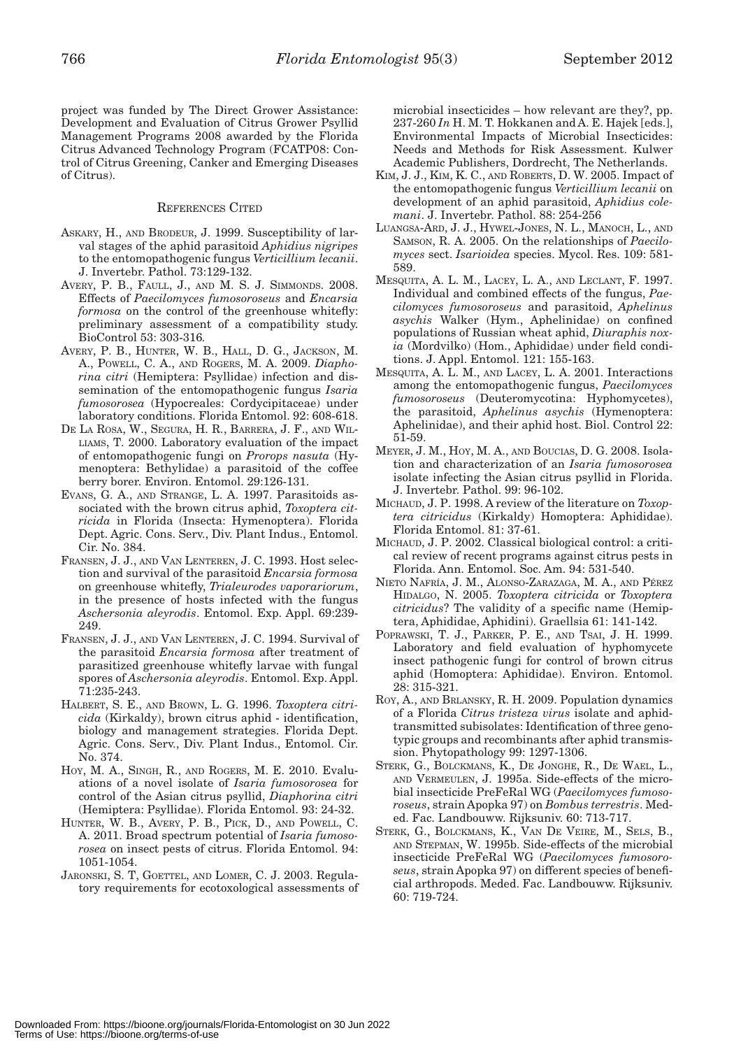project was funded by The Direct Grower Assistance: Development and Evaluation of Citrus Grower Psyllid Management Programs 2008 awarded by the Florida Citrus Advanced Technology Program (FCATP08: Control of Citrus Greening, Canker and Emerging Diseases of Citrus).

## References Cited

ASKARY, H., AND BRODEUR, J. 1999. Susceptibility of larval stages of the aphid parasitoid *Aphidius nigripes* to the entomopathogenic fungus *Verticillium lecanii*. J. Invertebr. Pathol. 73:129-132.

AVERY, P. B., FAULL, J., AND M. S. J. SIMMONDS. 2008. Effects of *Paecilomyces fumosoroseus* and *Encarsia formosa* on the control of the greenhouse whitefly: preliminary assessment of a compatibility study. BioControl 53: 303-316.

AVERY, P. B., HUNTER, W. B., HALL, D. G., JACKSON, M. A., POWELL, C. A., AND ROGERS, M. A. 2009. *Diaphorina citri* (Hemiptera: Psyllidae) infection and dissemination of the entomopathogenic fungus *Isaria fumosorosea* (Hypocreales: Cordycipitaceae) under laboratory conditions. Florida Entomol. 92: 608-618.

DE LA ROSA, W., SEGURA, H. R., BARRERA, J. F., AND WILLIAMS, T. 2000. Laboratory evaluation of the impact of entomopathogenic fungi on *Prorops nasuta* (Hymenoptera: Bethylidae) a parasitoid of the coffee berry borer. Environ. Entomol. 29:126-131.

EVANS, G. A., AND STRANGE, L. A. 1997. Parasitoids associated with the brown citrus aphid, *Toxoptera citricida* in Florida (Insecta: Hymenoptera). Florida Dept. Agric. Cons. Serv., Div. Plant Indus., Entomol. Cir. No. 384.

FRANSEN, J. J., AND VAN LENTEREN, J. C. 1993. Host selection and survival of the parasitoid *Encarsia formosa* on greenhouse whitefly, *Trialeurodes vaporariorum*, in the presence of hosts infected with the fungus *Aschersonia aleyrodis*. Entomol. Exp. Appl. 69:239-249.

FRANSEN, J. J., AND VAN LENTEREN, J. C. 1994. Survival of the parasitoid *Encarsia formosa* after treatment of parasitized greenhouse whitefly larvae with fungal spores of *Aschersonia aleyrodis*. Entomol. Exp. Appl. 71:235-243.

HALBERT, S. E., AND BROWN, L. G. 1996. *Toxoptera citricida* (Kirkaldy), brown citrus aphid - identification, biology and management strategies. Florida Dept. Agric. Cons. Serv., Div. Plant Indus., Entomol. Cir. No. 374.

HOY, M. A., SINGH, R., AND ROGERS, M. E. 2010. Evaluations of a novel isolate of *Isaria fumosorosea* for control of the Asian citrus psyllid, *Diaphorina citri* (Hemiptera: Psyllidae). Florida Entomol. 93: 24-32.

HUNTER, W. B., AVERY, P. B., PICK, D., AND POWELL, C. A. 2011. Broad spectrum potential of *Isaria fumosorosea* on insect pests of citrus. Florida Entomol. 94: 1051-1054.

JARONSKI, S. T, GOETTEL, AND LOMER, C. J. 2003. Regulatory requirements for ecotoxological assessments of microbial insecticides – how relevant are they?, pp. 237-260 *In* H. M. T. Hokkanen and A. E. Hajek [eds.], Environmental Impacts of Microbial Insecticides: Needs and Methods for Risk Assessment. Kulwer Academic Publishers, Dordrecht, The Netherlands.

KIM, J. J., KIM, K. C., AND ROBERTS, D. W. 2005. Impact of the entomopathogenic fungus *Verticillium lecanii* on development of an aphid parasitoid, *Aphidius colemani*. J. Invertebr. Pathol. 88: 254-256

LUANGSA-ARD, J. J., HYWEL-JONES, N. L., MANOCH, L., AND SAMSON, R. A. 2005. On the relationships of *Paecilomyces* sect. *Isarioidea* species. Mycol. Res. 109: 581-589.

MESQUITA, A. L. M., LACEY, L. A., AND LECLANT, F. 1997. Individual and combined effects of the fungus, *Paecilomyces fumosoroseus* and parasitoid, *Aphelinus asychis* Walker (Hym., Aphelinidae) on confined populations of Russian wheat aphid, *Diuraphis noxia* (Mordvilko) (Hom., Aphididae) under field conditions. J. Appl. Entomol. 121: 155-163.

MESQUITA, A. L. M., AND LACEY, L. A. 2001. Interactions among the entomopathogenic fungus, *Paecilomyces fumosoroseus* (Deuteromycotina: Hyphomycetes), the parasitoid, *Aphelinus asychis* (Hymenoptera: Aphelinidae), and their aphid host. Biol. Control 22: 51-59.

MEYER, J. M., HOY, M. A., AND BOUCIAS, D. G. 2008. Isolation and characterization of an *Isaria fumosorosea* isolate infecting the Asian citrus psyllid in Florida. J. Invertebr. Pathol. 99: 96-102.

MICHAUD, J. P. 1998. A review of the literature on *Toxoptera citricidus* (Kirkaldy) Homoptera: Aphididae). Florida Entomol. 81: 37-61.

MICHAUD, J. P. 2002. Classical biological control: a critical review of recent programs against citrus pests in Florida. Ann. Entomol. Soc. Am. 94: 531-540.

NIETO NAFRÍA, J. M., ALONSO-ZARAZAGA, M. A., AND PÉREZ HIDALGO, N. 2005. *Toxoptera citricida* or *Toxoptera citricidus*? The validity of a specific name (Hemiptera, Aphididae, Aphidini). Graellsia 61: 141-142.

POPRAWSKI, T. J., PARKER, P. E., AND TSAI, J. H. 1999. Laboratory and field evaluation of hyphomycete insect pathogenic fungi for control of brown citrus aphid (Homoptera: Aphididae). Environ. Entomol. 28: 315-321.

ROY, A., AND BRLANSKY, R. H. 2009. Population dynamics of a Florida *Citrus tristeza virus* isolate and aphid-transmitted subisolates: Identification of three genotypic groups and recombinants after aphid transmission. Phytopathology 99: 1297-1306.

STERK, G., BOLCKMANS, K., DE JONGHE, R., DE WAEL, L., AND VERMEULEN, J. 1995a. Side-effects of the microbial insecticide PreFeRal WG (*Paecilomyces fumosoroseus*, strain Apopka 97) on *Bombus terrestris*. Meded. Fac. Landbouww. Rijksuniv. 60: 713-717.

STERK, G., BOLCKMANS, K., VAN DE VEIRE, M., SELS, B., AND STEPMAN, W. 1995b. Side-effects of the microbial insecticide PreFeRal WG (*Paecilomyces fumosoroseus*, strain Apopka 97) on different species of beneficial arthropods. Meded. Fac. Landbouww. Rijksuniv. 60: 719-724.